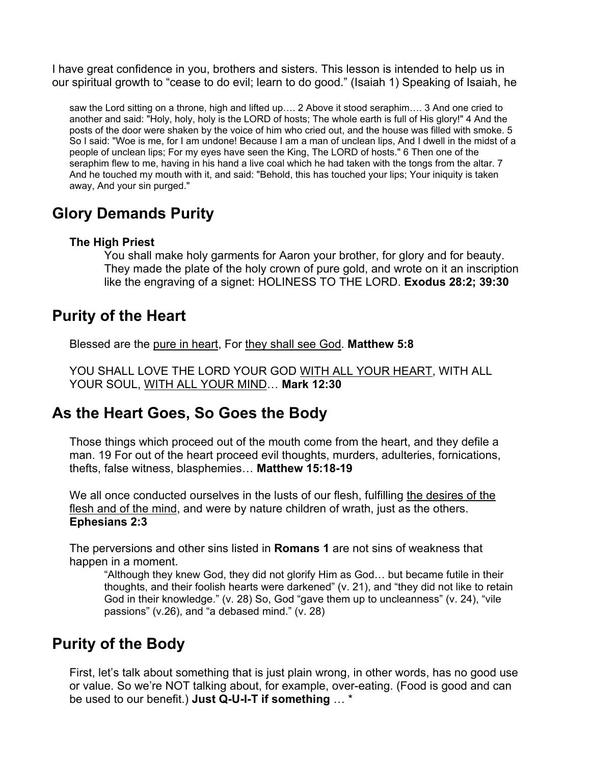I have great confidence in you, brothers and sisters. This lesson is intended to help us in our spiritual growth to "cease to do evil; learn to do good." (Isaiah 1) Speaking of Isaiah, he

> saw the Lord sitting on a throne, high and lifted up…. 2 Above it stood seraphim…. 3 And one cried to another and said: "Holy, holy, holy is the LORD of hosts; The whole earth is full of His glory!" 4 And the posts of the door were shaken by the voice of him who cried out, and the house was filled with smoke. 5 So I said: "Woe is me, for I am undone! Because I am a man of unclean lips, And I dwell in the midst of a people of unclean lips; For my eyes have seen the King, The LORD of hosts." 6 Then one of the seraphim flew to me, having in his hand a live coal which he had taken with the tongs from the altar. 7 And he touched my mouth with it, and said: "Behold, this has touched your lips; Your iniquity is taken away, And your sin purged."

## Glory Demands Purity

### The High Priest

You shall make holy garments for Aaron your brother, for glory and for beauty. They made the plate of the holy crown of pure gold, and wrote on it an inscription like the engraving of a signet: HOLINESS TO THE LORD. **Exodus 28:2; 39:30**

## Purity of the Heart

Blessed are the <u>pure in heart</u>, For <u>they shall see God</u>. **Matthew 5:8**

YOU SHALL LOVE THE LORD YOUR GOD <u>WITH ALL YOUR HEART</u>, WITH ALL YOUR SOUL, <u>WITH ALL YOUR MIND</u>… **Mark 12:30**

## As the Heart Goes, So Goes the Body

Those things which proceed out of the mouth come from the heart, and they defile a man. 19 For out of the heart proceed evil thoughts, murders, adulteries, fornications, thefts, false witness, blasphemies… **Matthew 15:18-19**

We all once conducted ourselves in the lusts of our flesh, fulfilling <u>the desires of the flesh and of the mind</u>, and were by nature children of wrath, just as the others. **Ephesians 2:3**

The perversions and other sins listed in **Romans 1** are not sins of weakness that happen in a moment.

> "Although they knew God, they did not glorify Him as God… but became futile in their thoughts, and their foolish hearts were darkened" (v. 21), and "they did not like to retain God in their knowledge." (v. 28) So, God "gave them up to uncleanness" (v. 24), "vile passions" (v.26), and "a debased mind." (v. 28)

## Purity of the Body

First, let's talk about something that is just plain wrong, in other words, has no good use or value. So we're NOT talking about, for example, over-eating. (Food is good and can be used to our benefit.) **Just Q-U-I-T if something** … *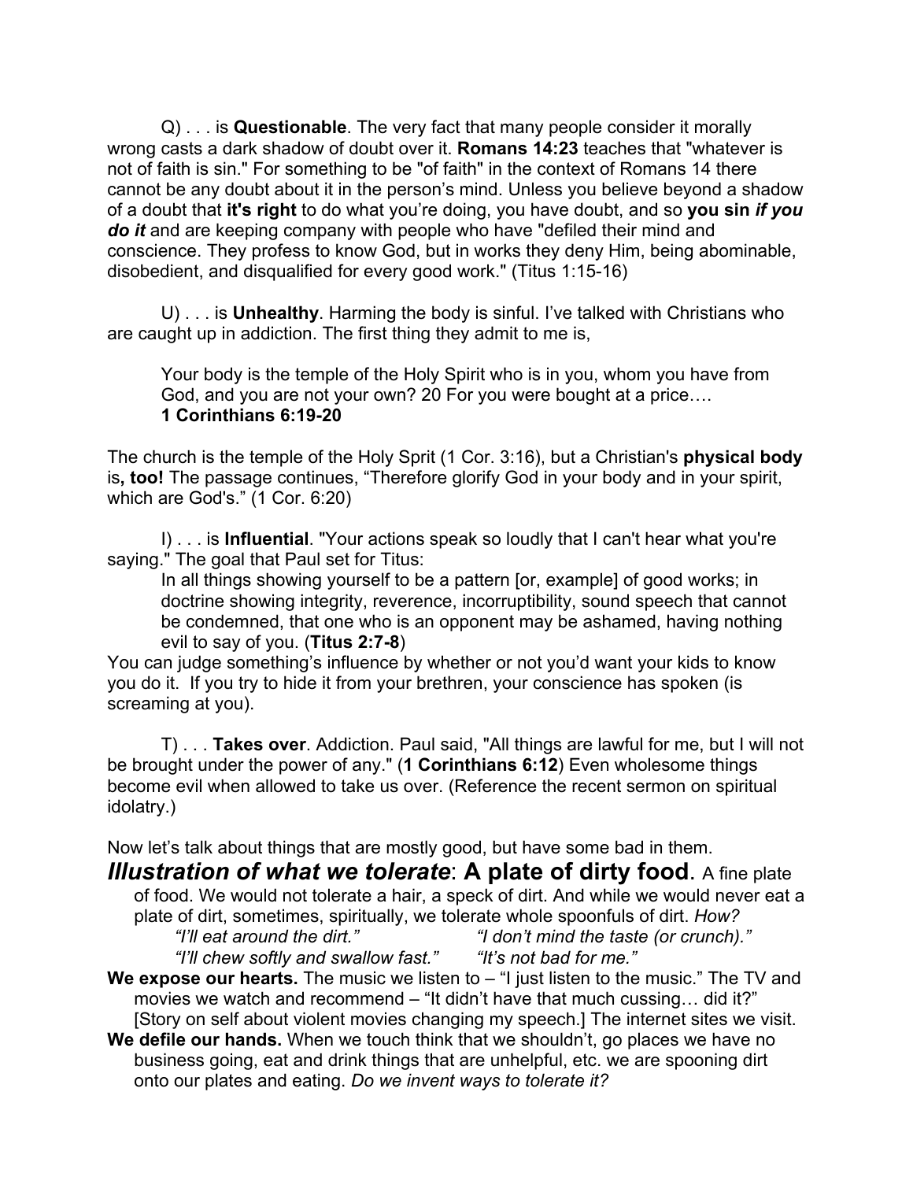Q) . . . is **Questionable**. The very fact that many people consider it morally wrong casts a dark shadow of doubt over it. **Romans 14:23** teaches that "whatever is not of faith is sin." For something to be "of faith" in the context of Romans 14 there cannot be any doubt about it in the person's mind. Unless you believe beyond a shadow of a doubt that **it's right** to do what you're doing, you have doubt, and so **you sin *if you do it*** and are keeping company with people who have "defiled their mind and conscience. They profess to know God, but in works they deny Him, being abominable, disobedient, and disqualified for every good work." (Titus 1:15-16)

U) . . . is **Unhealthy**. Harming the body is sinful. I've talked with Christians who are caught up in addiction. The first thing they admit to me is,

> Your body is the temple of the Holy Spirit who is in you, whom you have from God, and you are not your own? 20 For you were bought at a price….
> **1 Corinthians 6:19-20**

The church is the temple of the Holy Sprit (1 Cor. 3:16), but a Christian's **physical body** is**, too!** The passage continues, "Therefore glorify God in your body and in your spirit, which are God's." (1 Cor. 6:20)

I) . . . is **Influential**. "Your actions speak so loudly that I can't hear what you're saying." The goal that Paul set for Titus:

> In all things showing yourself to be a pattern [or, example] of good works; in doctrine showing integrity, reverence, incorruptibility, sound speech that cannot be condemned, that one who is an opponent may be ashamed, having nothing evil to say of you. (**Titus 2:7-8**)

You can judge something's influence by whether or not you'd want your kids to know you do it. If you try to hide it from your brethren, your conscience has spoken (is screaming at you).

T) . . . **Takes over**. Addiction. Paul said, "All things are lawful for me, but I will not be brought under the power of any." (**1 Corinthians 6:12**) Even wholesome things become evil when allowed to take us over. (Reference the recent sermon on spiritual idolatry.)

Now let's talk about things that are mostly good, but have some bad in them.

***Illustration of what we tolerate*: A plate of dirty food**. A fine plate of food. We would not tolerate a hair, a speck of dirt. And while we would never eat a plate of dirt, sometimes, spiritually, we tolerate whole spoonfuls of dirt. *How?*

*"I'll eat around the dirt."* *"I don't mind the taste (or crunch)."*
*"I'll chew softly and swallow fast."* *"It's not bad for me."*

**We expose our hearts.** The music we listen to – "I just listen to the music." The TV and movies we watch and recommend – "It didn't have that much cussing… did it?" [Story on self about violent movies changing my speech.] The internet sites we visit.

**We defile our hands.** When we touch think that we shouldn't, go places we have no business going, eat and drink things that are unhelpful, etc. we are spooning dirt onto our plates and eating. *Do we invent ways to tolerate it?*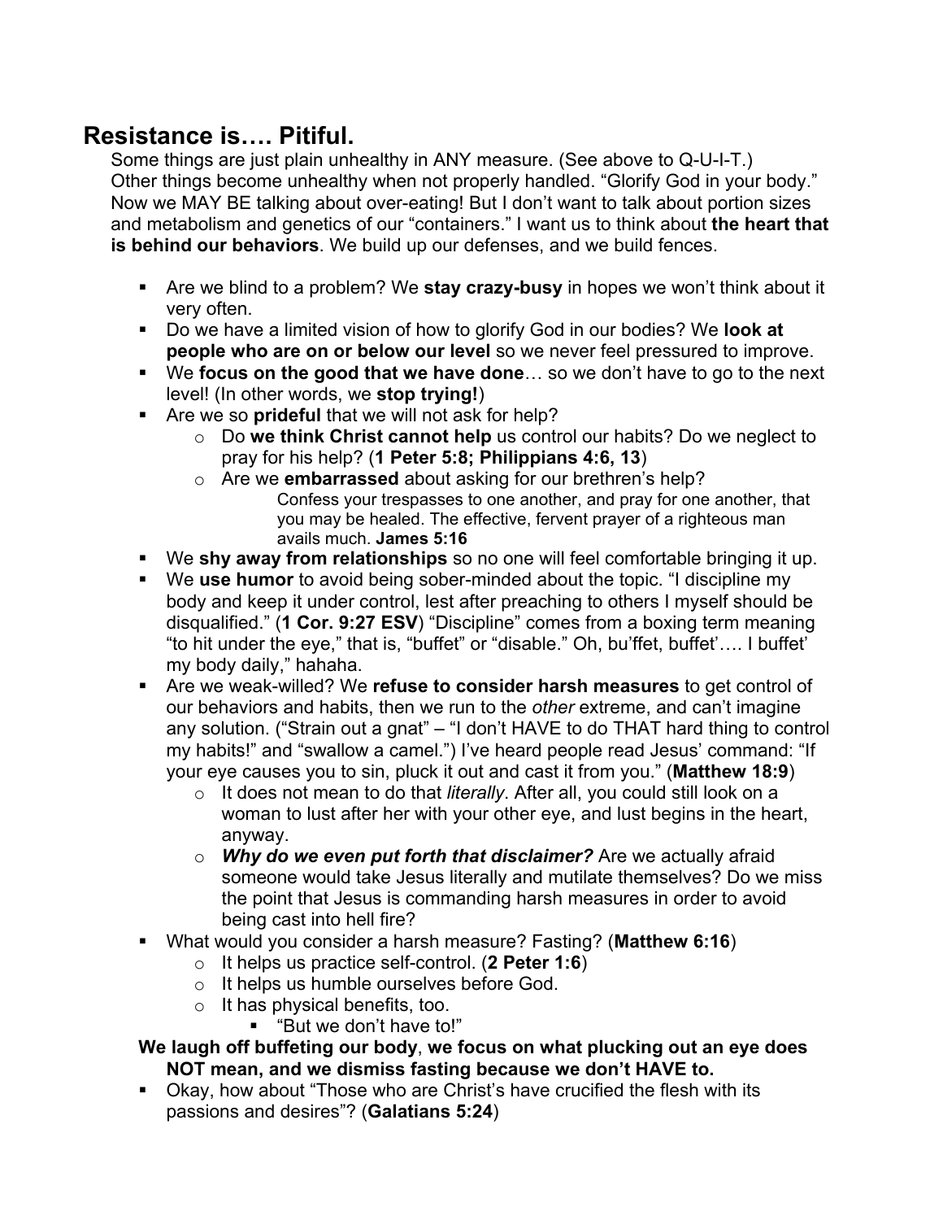## Resistance is…. Pitiful.

Some things are just plain unhealthy in ANY measure. (See above to Q-U-I-T.) Other things become unhealthy when not properly handled. “Glorify God in your body.” Now we MAY BE talking about over-eating! But I don’t want to talk about portion sizes and metabolism and genetics of our “containers.” I want us to think about **the heart that is behind our behaviors**. We build up our defenses, and we build fences.

- Are we blind to a problem? We **stay crazy-busy** in hopes we won’t think about it very often.
- Do we have a limited vision of how to glorify God in our bodies? We **look at people who are on or below our level** so we never feel pressured to improve.
- We **focus on the good that we have done**… so we don’t have to go to the next level! (In other words, we **stop trying!**)
- Are we so **prideful** that we will not ask for help?
  - Do **we think Christ cannot help** us control our habits? Do we neglect to pray for his help? (**1 Peter 5:8; Philippians 4:6, 13**)
  - Are we **embarrassed** about asking for our brethren’s help?

    Confess your trespasses to one another, and pray for one another, that you may be healed. The effective, fervent prayer of a righteous man avails much. **James 5:16**
- We **shy away from relationships** so no one will feel comfortable bringing it up.
- We **use humor** to avoid being sober-minded about the topic. “I discipline my body and keep it under control, lest after preaching to others I myself should be disqualified.” (**1 Cor. 9:27 ESV**) “Discipline” comes from a boxing term meaning “to hit under the eye,” that is, “buffet” or “disable.” Oh, bu’ffet, buffet’…. I buffet’ my body daily,” hahaha.
- Are we weak-willed? We **refuse to consider harsh measures** to get control of our behaviors and habits, then we run to the *other* extreme, and can’t imagine any solution. (“Strain out a gnat” – “I don’t HAVE to do THAT hard thing to control my habits!” and “swallow a camel.”) I’ve heard people read Jesus’ command: “If your eye causes you to sin, pluck it out and cast it from you.” (**Matthew 18:9**)
  - It does not mean to do that *literally*. After all, you could still look on a woman to lust after her with your other eye, and lust begins in the heart, anyway.
  - ***Why do we even put forth that disclaimer?*** Are we actually afraid someone would take Jesus literally and mutilate themselves? Do we miss the point that Jesus is commanding harsh measures in order to avoid being cast into hell fire?
- What would you consider a harsh measure? Fasting? (**Matthew 6:16**)
  - It helps us practice self-control. (**2 Peter 1:6**)
  - It helps us humble ourselves before God.
  - It has physical benefits, too.
    - “But we don’t have to!”

**We laugh off buffeting our body**, **we focus on what plucking out an eye does NOT mean, and we dismiss fasting because we don’t HAVE to.**

- Okay, how about “Those who are Christ’s have crucified the flesh with its passions and desires”? (**Galatians 5:24**)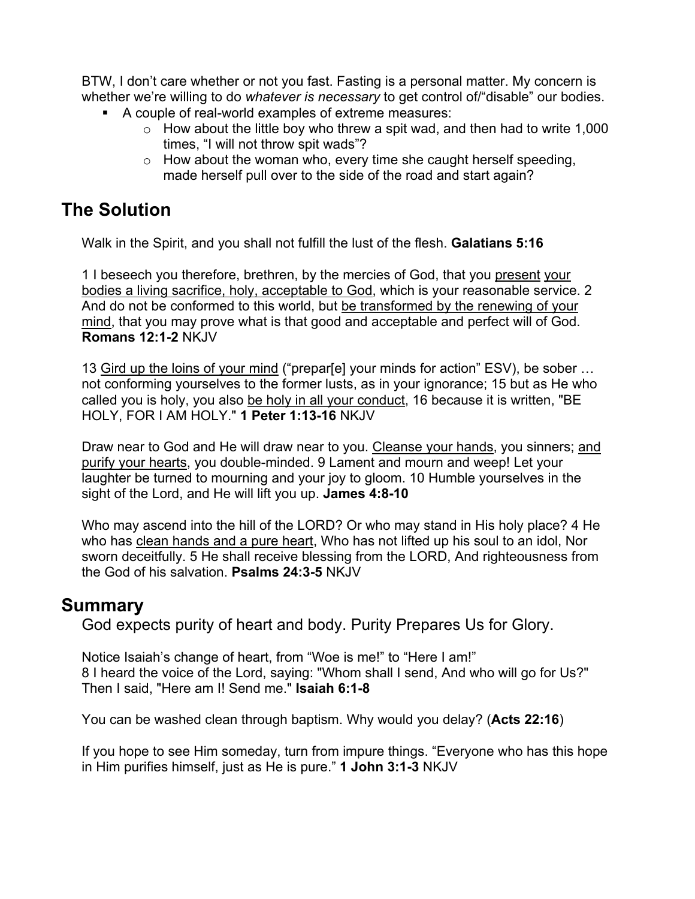BTW, I don't care whether or not you fast. Fasting is a personal matter. My concern is whether we're willing to do *whatever is necessary* to get control of/"disable" our bodies.

- A couple of real-world examples of extreme measures:
  - How about the little boy who threw a spit wad, and then had to write 1,000 times, "I will not throw spit wads"?
  - How about the woman who, every time she caught herself speeding, made herself pull over to the side of the road and start again?

## The Solution

Walk in the Spirit, and you shall not fulfill the lust of the flesh. **Galatians 5:16**

1 I beseech you therefore, brethren, by the mercies of God, that you <u>present your bodies a living sacrifice, holy, acceptable to God</u>, which is your reasonable service. 2 And do not be conformed to this world, but <u>be transformed by the renewing of your mind</u>, that you may prove what is that good and acceptable and perfect will of God. **Romans 12:1-2** NKJV

13 <u>Gird up the loins of your mind</u> ("prepar[e] your minds for action" ESV), be sober … not conforming yourselves to the former lusts, as in your ignorance; 15 but as He who called you is holy, you also <u>be holy in all your conduct</u>, 16 because it is written, "BE HOLY, FOR I AM HOLY." **1 Peter 1:13-16** NKJV

Draw near to God and He will draw near to you. <u>Cleanse your hands</u>, you sinners; <u>and purify your hearts</u>, you double-minded. 9 Lament and mourn and weep! Let your laughter be turned to mourning and your joy to gloom. 10 Humble yourselves in the sight of the Lord, and He will lift you up. **James 4:8-10**

Who may ascend into the hill of the LORD? Or who may stand in His holy place? 4 He who has <u>clean hands and a pure heart</u>, Who has not lifted up his soul to an idol, Nor sworn deceitfully. 5 He shall receive blessing from the LORD, And righteousness from the God of his salvation. **Psalms 24:3-5** NKJV

## Summary

God expects purity of heart and body. Purity Prepares Us for Glory.

Notice Isaiah's change of heart, from "Woe is me!" to "Here I am!"
8 I heard the voice of the Lord, saying: "Whom shall I send, And who will go for Us?" Then I said, "Here am I! Send me." **Isaiah 6:1-8**

You can be washed clean through baptism. Why would you delay? (**Acts 22:16**)

If you hope to see Him someday, turn from impure things. "Everyone who has this hope in Him purifies himself, just as He is pure." **1 John 3:1-3** NKJV